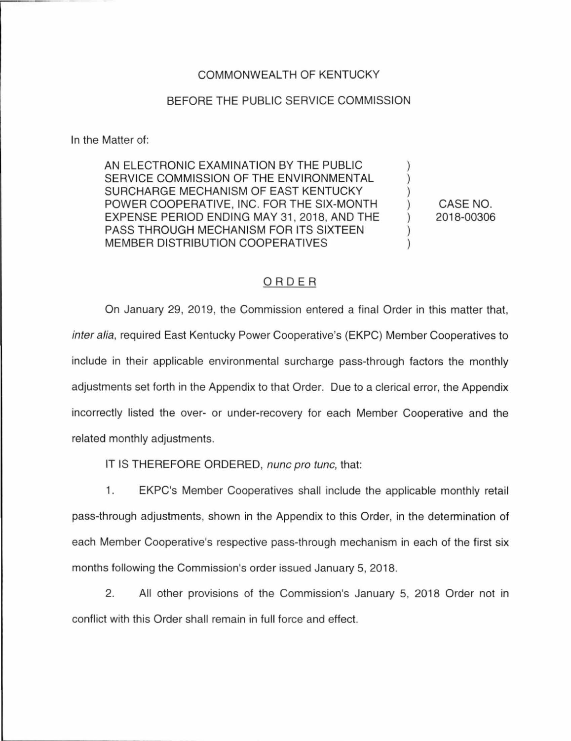COMMONWEALTH OF KENTUCKY

BEFORE THE PUBLIC SERVICE COMMISSION

In the Matter of:

| | | |
|---|---|---|
| AN ELECTRONIC EXAMINATION BY THE PUBLIC SERVICE COMMISSION OF THE ENVIRONMENTAL SURCHARGE MECHANISM OF EAST KENTUCKY POWER COOPERATIVE, INC. FOR THE SIX-MONTH EXPENSE PERIOD ENDING MAY 31, 2018, AND THE PASS THROUGH MECHANISM FOR ITS SIXTEEN MEMBER DISTRIBUTION COOPERATIVES | ) | CASE NO. 2018-00306 |

## ORDER

On January 29, 2019, the Commission entered a final Order in this matter that, *inter alia*, required East Kentucky Power Cooperative's (EKPC) Member Cooperatives to include in their applicable environmental surcharge pass-through factors the monthly adjustments set forth in the Appendix to that Order. Due to a clerical error, the Appendix incorrectly listed the over- or under-recovery for each Member Cooperative and the related monthly adjustments.

IT IS THEREFORE ORDERED, *nunc pro tunc*, that:

1. EKPC's Member Cooperatives shall include the applicable monthly retail pass-through adjustments, shown in the Appendix to this Order, in the determination of each Member Cooperative's respective pass-through mechanism in each of the first six months following the Commission's order issued January 5, 2018.

2. All other provisions of the Commission's January 5, 2018 Order not in conflict with this Order shall remain in full force and effect.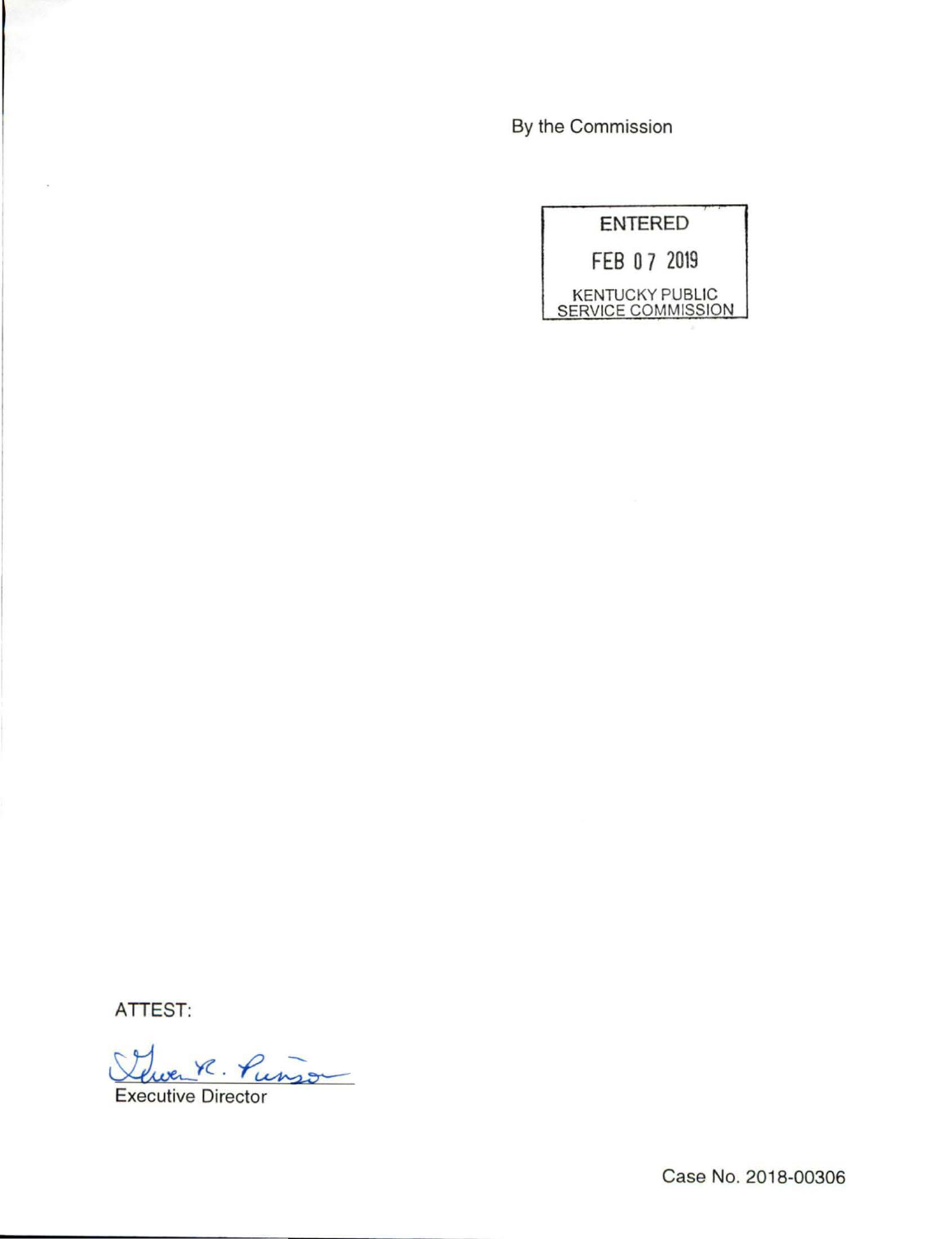By the Commission

ENTERED

FEB 07 2019

KENTUCKY PUBLIC SERVICE COMMISSION

ATTEST:

Gwen R. Pinson

Executive Director

Case No. 2018-00306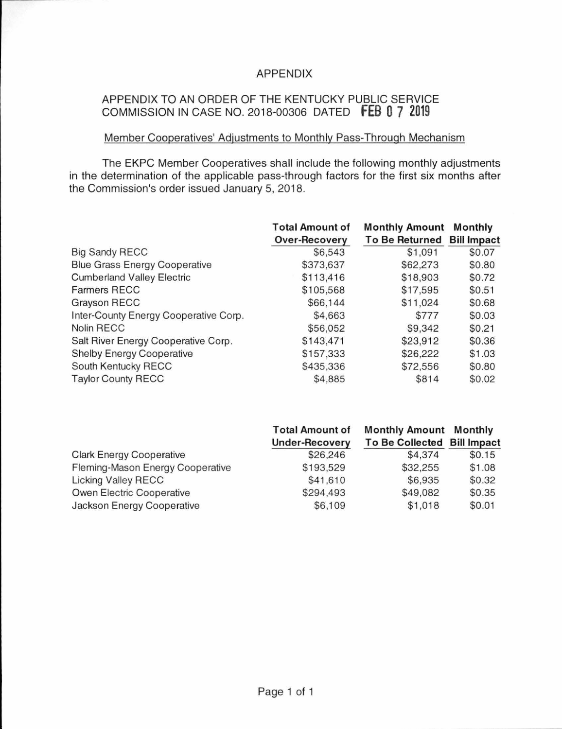APPENDIX

APPENDIX TO AN ORDER OF THE KENTUCKY PUBLIC SERVICE COMMISSION IN CASE NO. 2018-00306 DATED FEB 07 2019

Member Cooperatives' Adjustments to Monthly Pass-Through Mechanism

The EKPC Member Cooperatives shall include the following monthly adjustments in the determination of the applicable pass-through factors for the first six months after the Commission's order issued January 5, 2018.

| | Total Amount of Over-Recovery | Monthly Amount To Be Returned | Monthly Bill Impact |
|---|---|---|---|
| Big Sandy RECC | $6,543 | $1,091 | $0.07 |
| Blue Grass Energy Cooperative | $373,637 | $62,273 | $0.80 |
| Cumberland Valley Electric | $113,416 | $18,903 | $0.72 |
| Farmers RECC | $105,568 | $17,595 | $0.51 |
| Grayson RECC | $66,144 | $11,024 | $0.68 |
| Inter-County Energy Cooperative Corp. | $4,663 | $777 | $0.03 |
| Nolin RECC | $56,052 | $9,342 | $0.21 |
| Salt River Energy Cooperative Corp. | $143,471 | $23,912 | $0.36 |
| Shelby Energy Cooperative | $157,333 | $26,222 | $1.03 |
| South Kentucky RECC | $435,336 | $72,556 | $0.80 |
| Taylor County RECC | $4,885 | $814 | $0.02 |

| | Total Amount of Under-Recovery | Monthly Amount To Be Collected | Monthly Bill Impact |
|---|---|---|---|
| Clark Energy Cooperative | $26,246 | $4,374 | $0.15 |
| Fleming-Mason Energy Cooperative | $193,529 | $32,255 | $1.08 |
| Licking Valley RECC | $41,610 | $6,935 | $0.32 |
| Owen Electric Cooperative | $294,493 | $49,082 | $0.35 |
| Jackson Energy Cooperative | $6,109 | $1,018 | $0.01 |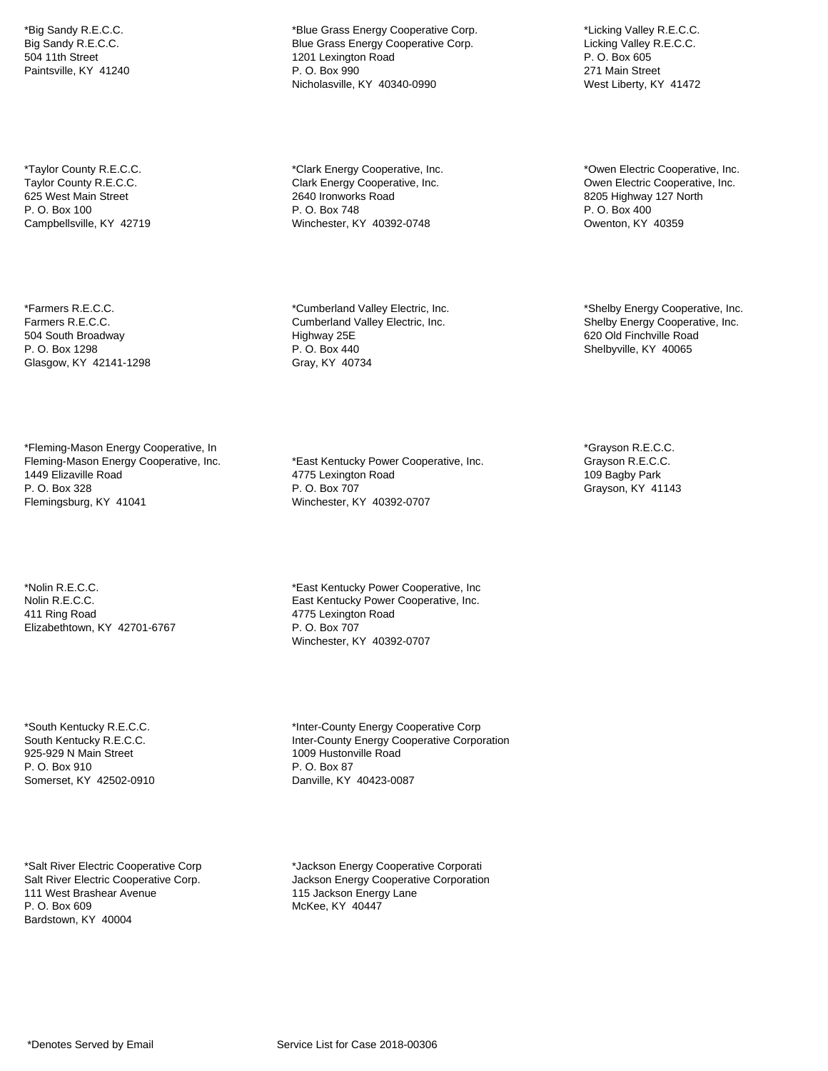*Big Sandy R.E.C.C.
Big Sandy R.E.C.C.
504 11th Street
Paintsville, KY  41240

*Taylor County R.E.C.C.
Taylor County R.E.C.C.
625 West Main Street
P. O. Box 100
Campbellsville, KY  42719

*Farmers R.E.C.C.
Farmers R.E.C.C.
504 South Broadway
P. O. Box 1298
Glasgow, KY  42141-1298

*Fleming-Mason Energy Cooperative, In
Fleming-Mason Energy Cooperative, Inc.
1449 Elizaville Road
P. O. Box 328
Flemingsburg, KY  41041

*Nolin R.E.C.C.
Nolin R.E.C.C.
411 Ring Road
Elizabethtown, KY  42701-6767

*South Kentucky R.E.C.C.
South Kentucky R.E.C.C.
925-929 N Main Street
P. O. Box 910
Somerset, KY  42502-0910

*Salt River Electric Cooperative Corp
Salt River Electric Cooperative Corp.
111 West Brashear Avenue
P. O. Box 609
Bardstown, KY  40004

*Blue Grass Energy Cooperative Corp.
Blue Grass Energy Cooperative Corp.
1201 Lexington Road
P. O. Box 990
Nicholasville, KY  40340-0990

*Clark Energy Cooperative, Inc.
Clark Energy Cooperative, Inc.
2640 Ironworks Road
P. O. Box 748
Winchester, KY  40392-0748

*Cumberland Valley Electric, Inc.
Cumberland Valley Electric, Inc.
Highway 25E
P. O. Box 440
Gray, KY  40734

*East Kentucky Power Cooperative, Inc.
4775 Lexington Road
P. O. Box 707
Winchester, KY  40392-0707

*East Kentucky Power Cooperative, Inc
East Kentucky Power Cooperative, Inc.
4775 Lexington Road
P. O. Box 707
Winchester, KY  40392-0707

*Inter-County Energy Cooperative Corp
Inter-County Energy Cooperative Corporation
1009 Hustonville Road
P. O. Box 87
Danville, KY  40423-0087

*Jackson Energy Cooperative Corporati
Jackson Energy Cooperative Corporation
115 Jackson Energy Lane
McKee, KY  40447

*Licking Valley R.E.C.C.
Licking Valley R.E.C.C.
P. O. Box 605
271 Main Street
West Liberty, KY  41472

*Owen Electric Cooperative, Inc.
Owen Electric Cooperative, Inc.
8205 Highway 127 North
P. O. Box 400
Owenton, KY  40359

*Shelby Energy Cooperative, Inc.
Shelby Energy Cooperative, Inc.
620 Old Finchville Road
Shelbyville, KY  40065

*Grayson R.E.C.C.
Grayson R.E.C.C.
109 Bagby Park
Grayson, KY  41143

*Denotes Served by Email

Service List for Case 2018-00306